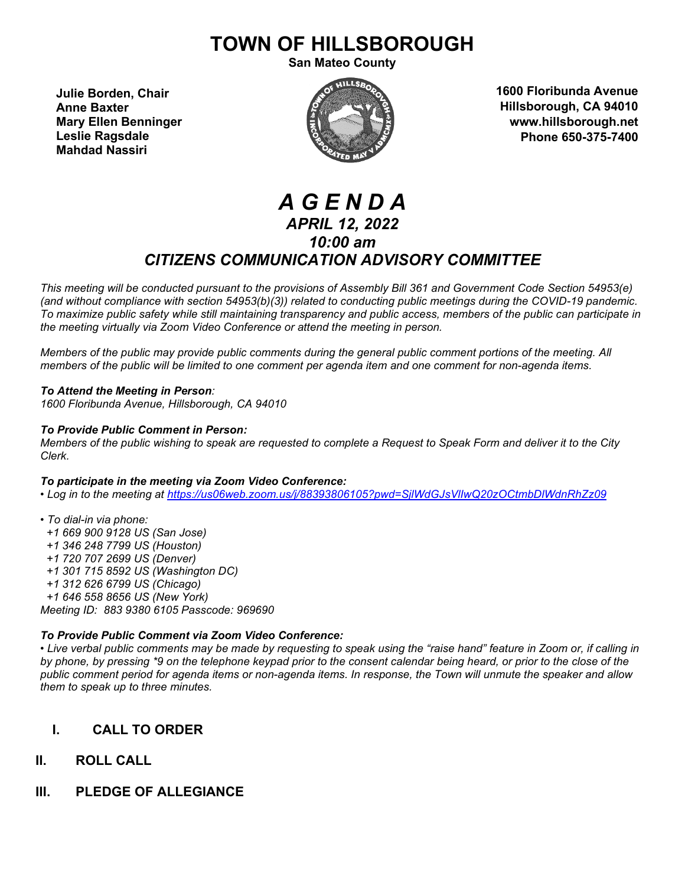# TOWN OF HILLSBOROUGH

**San Mateo County**

**Julie Borden, Chair**
**Anne Baxter**
**Mary Ellen Benninger**
**Leslie Ragsdale**
**Mahdad Nassiri**

**1600 Floribunda Avenue**
**Hillsborough, CA 94010**
**www.hillsborough.net**
**Phone 650-375-7400**

# *A G E N D A*

## *APRIL 12, 2022*

## *10:00 am*

## *CITIZENS COMMUNICATION ADVISORY COMMITTEE*

*This meeting will be conducted pursuant to the provisions of Assembly Bill 361 and Government Code Section 54953(e) (and without compliance with section 54953(b)(3)) related to conducting public meetings during the COVID-19 pandemic. To maximize public safety while still maintaining transparency and public access, members of the public can participate in the meeting virtually via Zoom Video Conference or attend the meeting in person.*

*Members of the public may provide public comments during the general public comment portions of the meeting. All members of the public will be limited to one comment per agenda item and one comment for non-agenda items.*

***To Attend the Meeting in Person**:*
*1600 Floribunda Avenue, Hillsborough, CA 94010*

***To Provide Public Comment in Person:***
*Members of the public wishing to speak are requested to complete a Request to Speak Form and deliver it to the City Clerk.*

***To participate in the meeting via Zoom Video Conference:***
*• Log in to the meeting at [https://us06web.zoom.us/j/88393806105?pwd=SjlWdGJsVllwQ20zOCtmbDlWdnRhZz09](https://us06web.zoom.us/j/88393806105?pwd=SjlWdGJsVllwQ20zOCtmbDlWdnRhZz09)*

*• To dial-in via phone:*
*+1 669 900 9128 US (San Jose)*
*+1 346 248 7799 US (Houston)*
*+1 720 707 2699 US (Denver)*
*+1 301 715 8592 US (Washington DC)*
*+1 312 626 6799 US (Chicago)*
*+1 646 558 8656 US (New York)*
*Meeting ID: 883 9380 6105 Passcode: 969690*

***To Provide Public Comment via Zoom Video Conference:***
*• Live verbal public comments may be made by requesting to speak using the "raise hand" feature in Zoom or, if calling in by phone, by pressing *9 on the telephone keypad prior to the consent calendar being heard, or prior to the close of the public comment period for agenda items or non-agenda items. In response, the Town will unmute the speaker and allow them to speak up to three minutes.*

## I. CALL TO ORDER

## II. ROLL CALL

## III. PLEDGE OF ALLEGIANCE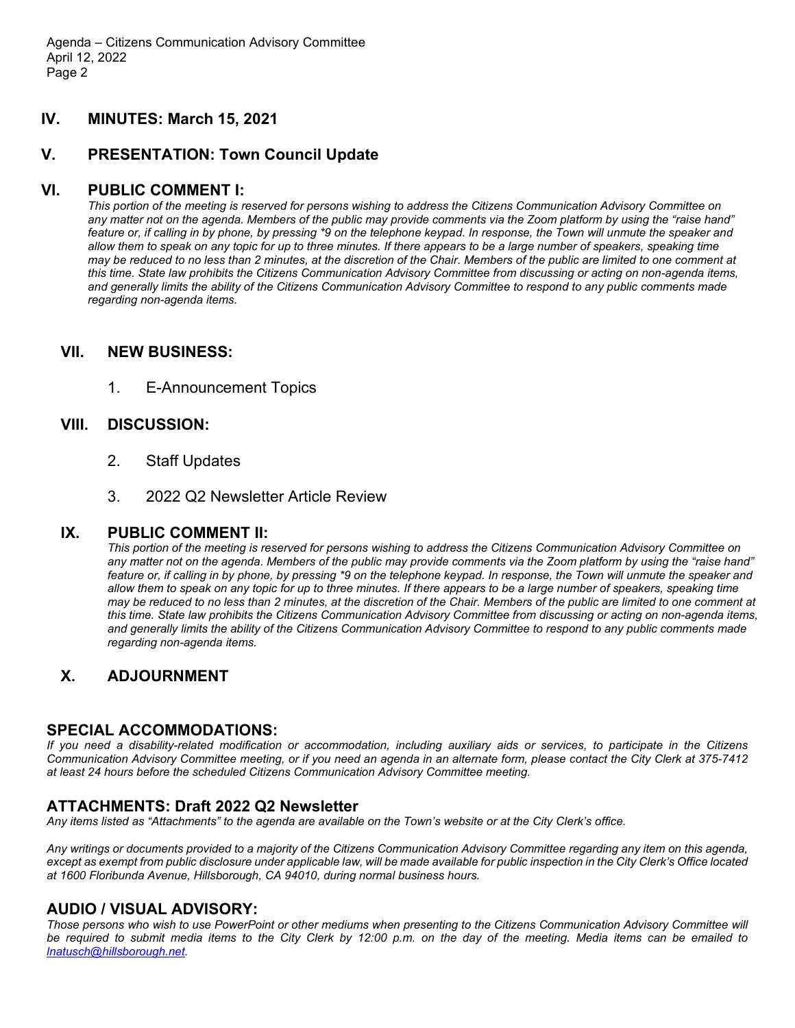## IV. MINUTES: March 15, 2021

## V. PRESENTATION: Town Council Update

## VI. PUBLIC COMMENT I:

*This portion of the meeting is reserved for persons wishing to address the Citizens Communication Advisory Committee on any matter not on the agenda. Members of the public may provide comments via the Zoom platform by using the "raise hand" feature or, if calling in by phone, by pressing *9 on the telephone keypad. In response, the Town will unmute the speaker and allow them to speak on any topic for up to three minutes. If there appears to be a large number of speakers, speaking time may be reduced to no less than 2 minutes, at the discretion of the Chair. Members of the public are limited to one comment at this time. State law prohibits the Citizens Communication Advisory Committee from discussing or acting on non-agenda items, and generally limits the ability of the Citizens Communication Advisory Committee to respond to any public comments made regarding non-agenda items.*

## VII. NEW BUSINESS:

1. E-Announcement Topics

## VIII. DISCUSSION:

2. Staff Updates
3. 2022 Q2 Newsletter Article Review

## IX. PUBLIC COMMENT II:

*This portion of the meeting is reserved for persons wishing to address the Citizens Communication Advisory Committee on any matter not on the agenda. Members of the public may provide comments via the Zoom platform by using the "raise hand" feature or, if calling in by phone, by pressing *9 on the telephone keypad. In response, the Town will unmute the speaker and allow them to speak on any topic for up to three minutes. If there appears to be a large number of speakers, speaking time may be reduced to no less than 2 minutes, at the discretion of the Chair. Members of the public are limited to one comment at this time. State law prohibits the Citizens Communication Advisory Committee from discussing or acting on non-agenda items, and generally limits the ability of the Citizens Communication Advisory Committee to respond to any public comments made regarding non-agenda items.*

## X. ADJOURNMENT

## SPECIAL ACCOMMODATIONS:

*If you need a disability-related modification or accommodation, including auxiliary aids or services, to participate in the Citizens Communication Advisory Committee meeting, or if you need an agenda in an alternate form, please contact the City Clerk at 375-7412 at least 24 hours before the scheduled Citizens Communication Advisory Committee meeting.*

## ATTACHMENTS: Draft 2022 Q2 Newsletter

*Any items listed as "Attachments" to the agenda are available on the Town's website or at the City Clerk's office.*

*Any writings or documents provided to a majority of the Citizens Communication Advisory Committee regarding any item on this agenda, except as exempt from public disclosure under applicable law, will be made available for public inspection in the City Clerk's Office located at 1600 Floribunda Avenue, Hillsborough, CA 94010, during normal business hours.*

## AUDIO / VISUAL ADVISORY:

*Those persons who wish to use PowerPoint or other mediums when presenting to the Citizens Communication Advisory Committee will be required to submit media items to the City Clerk by 12:00 p.m. on the day of the meeting. Media items can be emailed to [lnatusch@hillsborough.net](mailto:lnatusch@hillsborough.net).*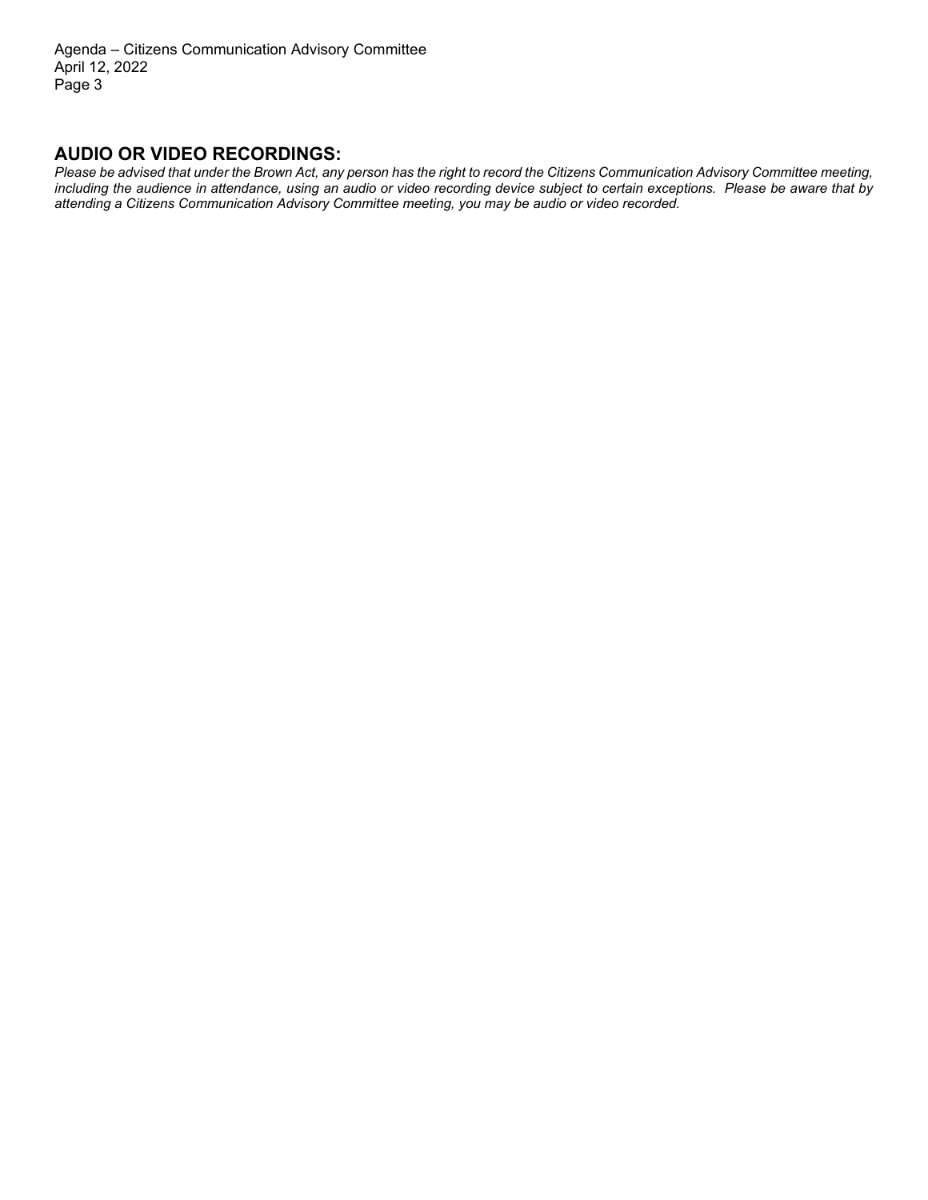## AUDIO OR VIDEO RECORDINGS:

*Please be advised that under the Brown Act, any person has the right to record the Citizens Communication Advisory Committee meeting, including the audience in attendance, using an audio or video recording device subject to certain exceptions. Please be aware that by attending a Citizens Communication Advisory Committee meeting, you may be audio or video recorded.*